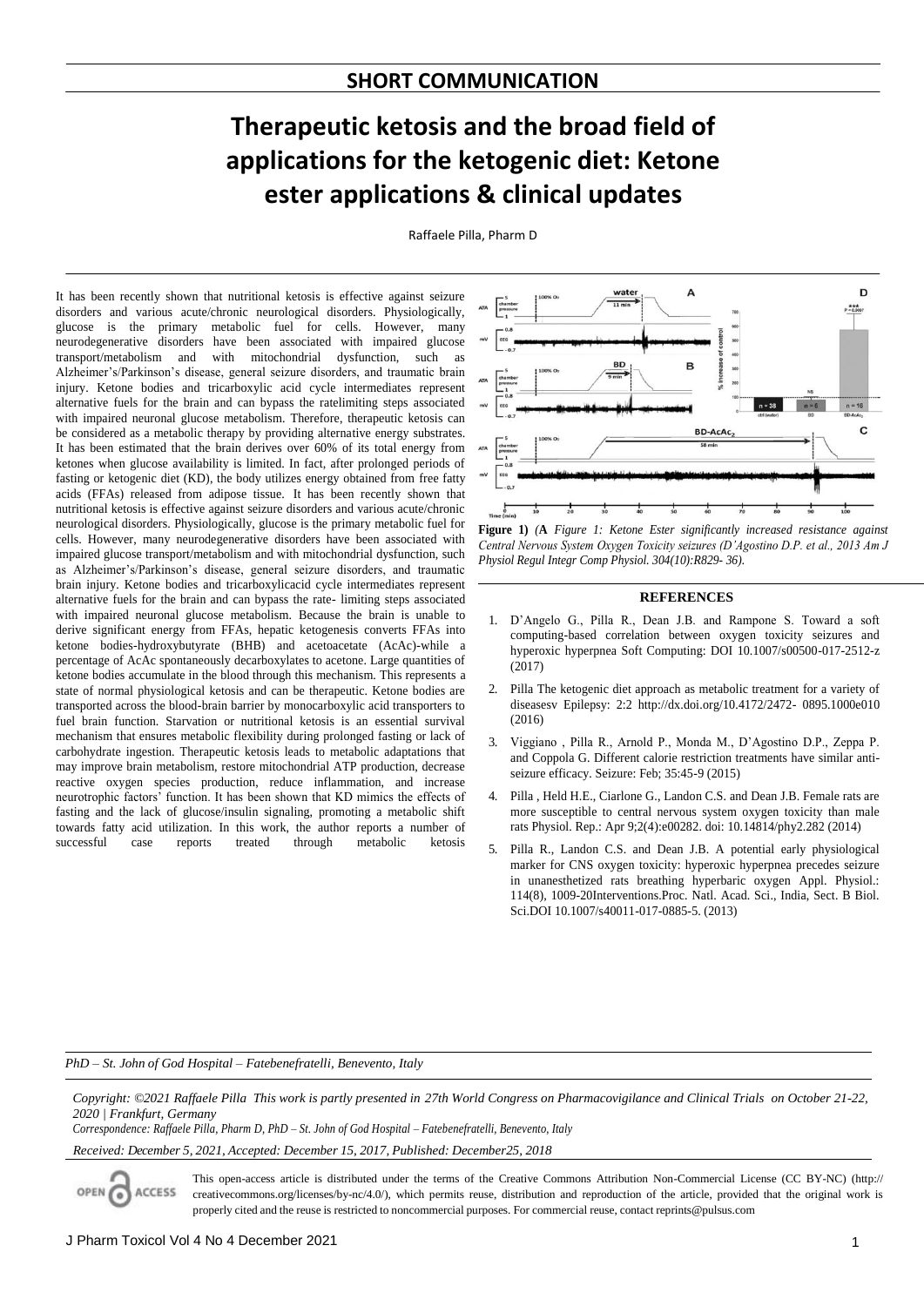## SHORT COMMUNICATION

# Therapeutic ketosis and the broad field of applications for the ketogenic diet: Ketone ester applications & clinical updates

Raffaele Pilla, Pharm D

It has been recently shown that nutritional ketosis is effective against seizure disorders and various acute/chronic neurological disorders. Physiologically, glucose is the primary metabolic fuel for cells. However, many neurodegenerative disorders have been associated with impaired glucose transport/metabolism and with mitochondrial dysfunction, such as Alzheimer's/Parkinson's disease, general seizure disorders, and traumatic brain injury. Ketone bodies and tricarboxylic acid cycle intermediates represent alternative fuels for the brain and can bypass the ratelimiting steps associated with impaired neuronal glucose metabolism. Therefore, therapeutic ketosis can be considered as a metabolic therapy by providing alternative energy substrates. It has been estimated that the brain derives over 60% of its total energy from ketones when glucose availability is limited. In fact, after prolonged periods of fasting or ketogenic diet (KD), the body utilizes energy obtained from free fatty acids (FFAs) released from adipose tissue. It has been recently shown that nutritional ketosis is effective against seizure disorders and various acute/chronic neurological disorders. Physiologically, glucose is the primary metabolic fuel for cells. However, many neurodegenerative disorders have been associated with impaired glucose transport/metabolism and with mitochondrial dysfunction, such as Alzheimer's/Parkinson's disease, general seizure disorders, and traumatic brain injury. Ketone bodies and tricarboxylicacid cycle intermediates represent alternative fuels for the brain and can bypass the rate- limiting steps associated with impaired neuronal glucose metabolism. Because the brain is unable to derive significant energy from FFAs, hepatic ketogenesis converts FFAs into ketone bodies-hydroxybutyrate (BHB) and acetoacetate (AcAc)-while a percentage of AcAc spontaneously decarboxylates to acetone. Large quantities of ketone bodies accumulate in the blood through this mechanism. This represents a state of normal physiological ketosis and can be therapeutic. Ketone bodies are transported across the blood-brain barrier by monocarboxylic acid transporters to fuel brain function. Starvation or nutritional ketosis is an essential survival mechanism that ensures metabolic flexibility during prolonged fasting or lack of carbohydrate ingestion. Therapeutic ketosis leads to metabolic adaptations that may improve brain metabolism, restore mitochondrial ATP production, decrease reactive oxygen species production, reduce inflammation, and increase neurotrophic factors' function. It has been shown that KD mimics the effects of fasting and the lack of glucose/insulin signaling, promoting a metabolic shift towards fatty acid utilization. In this work, the author reports a number of successful case reports treated through metabolic ketosis

**Figure 1)** (**A** *Figure 1: Ketone Ester significantly increased resistance against Central Nervous System Oxygen Toxicity seizures (D'Agostino D.P. et al., 2013 Am J Physiol Regul Integr Comp Physiol. 304(10):R829- 36).*

### REFERENCES

1. D'Angelo G., Pilla R., Dean J.B. and Rampone S. Toward a soft computing-based correlation between oxygen toxicity seizures and hyperoxic hyperpnea Soft Computing: DOI 10.1007/s00500-017-2512-z (2017)
2. Pilla The ketogenic diet approach as metabolic treatment for a variety of diseasesv Epilepsy: 2:2 http://dx.doi.org/10.4172/2472- 0895.1000e010 (2016)
3. Viggiano , Pilla R., Arnold P., Monda M., D'Agostino D.P., Zeppa P. and Coppola G. Different calorie restriction treatments have similar anti-seizure efficacy. Seizure: Feb; 35:45-9 (2015)
4. Pilla , Held H.E., Ciarlone G., Landon C.S. and Dean J.B. Female rats are more susceptible to central nervous system oxygen toxicity than male rats Physiol. Rep.: Apr 9;2(4):e00282. doi: 10.14814/phy2.282 (2014)
5. Pilla R., Landon C.S. and Dean J.B. A potential early physiological marker for CNS oxygen toxicity: hyperoxic hyperpnea precedes seizure in unanesthetized rats breathing hyperbaric oxygen Appl. Physiol.: 114(8), 1009-20Interventions.Proc. Natl. Acad. Sci., India, Sect. B Biol. Sci.DOI 10.1007/s40011-017-0885-5. (2013)

*PhD – St. John of God Hospital – Fatebenefratelli, Benevento, Italy*

*Copyright: ©2021 Raffaele Pilla This work is partly presented in 27th World Congress on Pharmacovigilance and Clinical Trials on October 21-22, 2020 | Frankfurt, Germany*

*Correspondence: Raffaele Pilla, Pharm D, PhD – St. John of God Hospital – Fatebenefratelli, Benevento, Italy*

*Received: December 5, 2021, Accepted: December 15, 2017, Published: December25, 2018*

This open-access article is distributed under the terms of the Creative Commons Attribution Non-Commercial License (CC BY-NC) (http:// creativecommons.org/licenses/by-nc/4.0/), which permits reuse, distribution and reproduction of the article, provided that the original work is properly cited and the reuse is restricted to noncommercial purposes. For commercial reuse, contact reprints@pulsus.com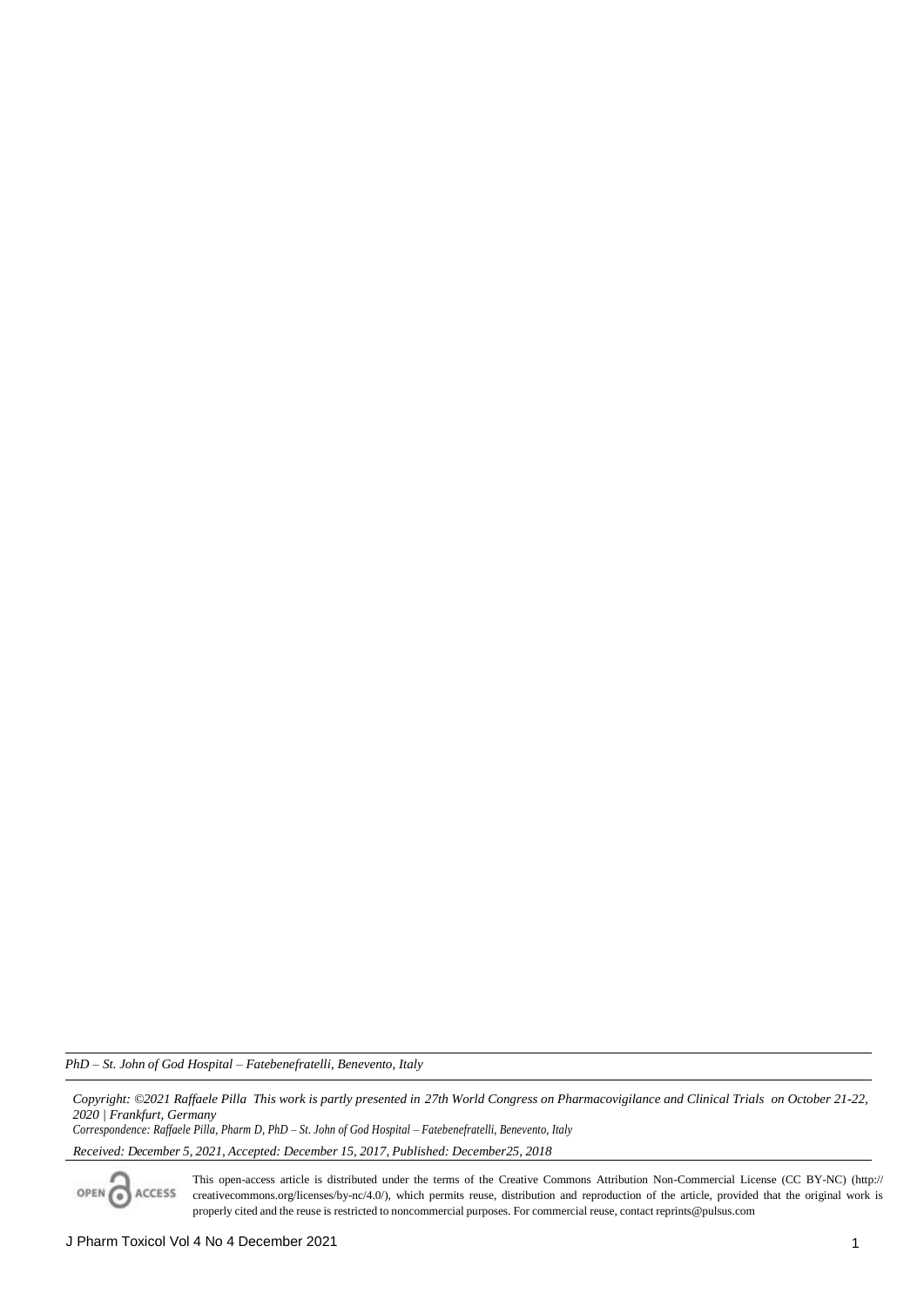*PhD – St. John of God Hospital – Fatebenefratelli, Benevento, Italy*

*Copyright: ©2021 Raffaele Pilla This work is partly presented in 27th World Congress on Pharmacovigilance and Clinical Trials on October 21-22, 2020 | Frankfurt, Germany*

*Correspondence: Raffaele Pilla, Pharm D, PhD – St. John of God Hospital – Fatebenefratelli, Benevento, Italy*

*Received: December 5, 2021, Accepted: December 15, 2017, Published: December25, 2018*

This open-access article is distributed under the terms of the Creative Commons Attribution Non-Commercial License (CC BY-NC) (http:// creativecommons.org/licenses/by-nc/4.0/), which permits reuse, distribution and reproduction of the article, provided that the original work is properly cited and the reuse is restricted to noncommercial purposes. For commercial reuse, contact reprints@pulsus.com